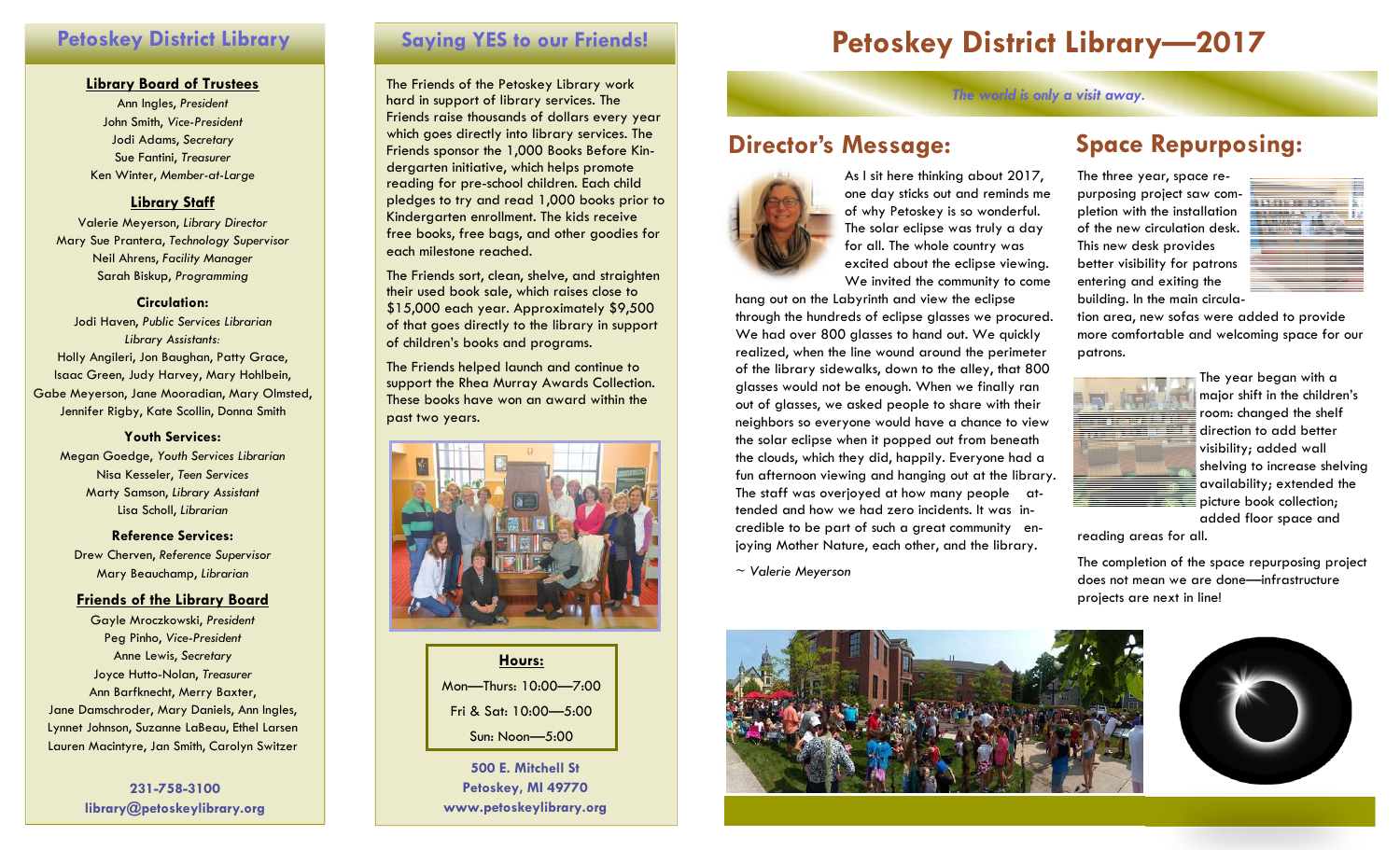## Petoskey District Library

### Library Board of Trustees

Ann Ingles, *President*
John Smith, *Vice-President*
Jodi Adams, *Secretary*
Sue Fantini, *Treasurer*
Ken Winter, *Member-at-Large*

### Library Staff

Valerie Meyerson, *Library Director*
Mary Sue Prantera, *Technology Supervisor*
Neil Ahrens, *Facility Manager*
Sarah Biskup, *Programming*

**Circulation:**

Jodi Haven, *Public Services Librarian*
*Library Assistants:*
Holly Angileri, Jon Baughan, Patty Grace, Isaac Green, Judy Harvey, Mary Hohlbein, Gabe Meyerson, Jane Mooradian, Mary Olmsted, Jennifer Rigby, Kate Scollin, Donna Smith

**Youth Services:**

Megan Goedge, *Youth Services Librarian*
Nisa Kesseler, *Teen Services*
Marty Samson, *Library Assistant*
Lisa Scholl, *Librarian*

**Reference Services:**

Drew Cherven, *Reference Supervisor*
Mary Beauchamp, *Librarian*

### Friends of the Library Board

Gayle Mroczkowski, *President*
Peg Pinho, *Vice-President*
Anne Lewis, *Secretary*
Joyce Hutto-Nolan, *Treasurer*
Ann Barfknecht, Merry Baxter, Jane Damschroder, Mary Daniels, Ann Ingles, Lynnet Johnson, Suzanne LaBeau, Ethel Larsen Lauren Macintyre, Jan Smith, Carolyn Switzer

**231-758-3100**
**library@petoskeylibrary.org**

## Saying YES to our Friends!

The Friends of the Petoskey Library work hard in support of library services. The Friends raise thousands of dollars every year which goes directly into library services. The Friends sponsor the 1,000 Books Before Kindergarten initiative, which helps promote reading for pre-school children. Each child pledges to try and read 1,000 books prior to Kindergarten enrollment. The kids receive free books, free bags, and other goodies for each milestone reached.

The Friends sort, clean, shelve, and straighten their used book sale, which raises close to $15,000 each year. Approximately $9,500 of that goes directly to the library in support of children's books and programs.

The Friends helped launch and continue to support the Rhea Murray Awards Collection. These books have won an award within the past two years.

**Hours:**

Mon—Thurs: 10:00—7:00
Fri & Sat: 10:00—5:00
Sun: Noon—5:00

**500 E. Mitchell St**
**Petoskey, MI 49770**
**www.petoskeylibrary.org**

# Petoskey District Library—2017

*The world is only a visit away.*

## Director's Message:

As I sit here thinking about 2017, one day sticks out and reminds me of why Petoskey is so wonderful. The solar eclipse was truly a day for all. The whole country was excited about the eclipse viewing. We invited the community to come hang out on the Labyrinth and view the eclipse through the hundreds of eclipse glasses we procured. We had over 800 glasses to hand out. We quickly realized, when the line wound around the perimeter of the library sidewalks, down to the alley, that 800 glasses would not be enough. When we finally ran out of glasses, we asked people to share with their neighbors so everyone would have a chance to view the solar eclipse when it popped out from beneath the clouds, which they did, happily. Everyone had a fun afternoon viewing and hanging out at the library. The staff was overjoyed at how many people attended and how we had zero incidents. It was incredible to be part of such a great community enjoying Mother Nature, each other, and the library.

*~ Valerie Meyerson*

## Space Repurposing:

The three year, space repurposing project saw completion with the installation of the new circulation desk. This new desk provides better visibility for patrons entering and exiting the building. In the main circulation area, new sofas were added to provide more comfortable and welcoming space for our patrons.

The year began with a major shift in the children's room: changed the shelf direction to add better visibility; added wall shelving to increase shelving availability; extended the picture book collection; added floor space and reading areas for all.

The completion of the space repurposing project does not mean we are done—infrastructure projects are next in line!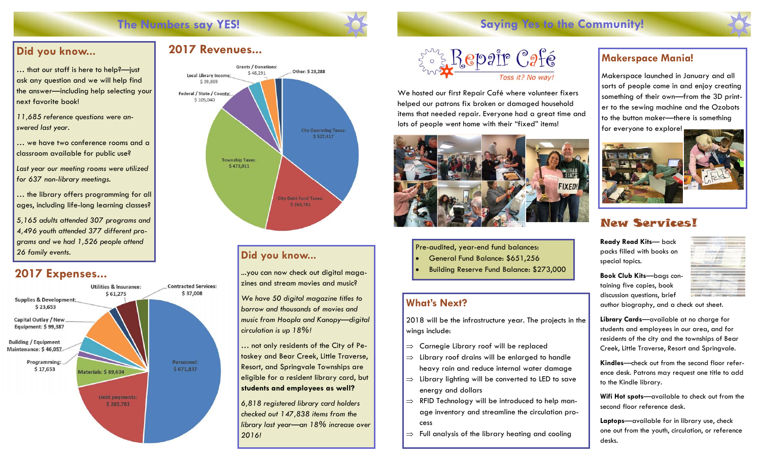# The Numbers say YES!

## Did you know...

... that our staff is here to help?—just ask any question and we will help find the answer—including help selecting your next favorite book!

*11,685 reference questions were answered last year.*

... we have two conference rooms and a classroom available for public use?

*Last year our meeting rooms were utilized for 637 non-library meetings.*

... the library offers programming for all ages, including life-long learning classes?

*5,165 adults attended 307 programs and 4,496 youth attended 377 different programs and we had 1,526 people attend 26 family events.*

## 2017 Revenues...

Grants / Donations: $ 46,291
Other: $ 23,288
Local Library Income: $ 39,869
Federal / State / County: $ 105,040
City Operating Taxes: $ 527,417
Township Taxes: $ 473,011
City Debt Fund Taxes: $ 265,781

## 2017 Expenses...

Utilities & Insurance: $ 61,275
Contracted Services: $ 37,008
Supplies & Development: $ 23,653
Capital Outlay / New Equipment: $ 99,387
Building / Equipment Maintenance: $ 46,057
Programming: $ 17,653
Materials: $ 89,634
Personnel: $ 671,837
Debt payments: $ 265,781

## Did you know...

...you can now check out digital magazines and stream movies and music?

*We have 50 digital magazine titles to borrow and thousands of movies and music from Hoopla and Kanopy—digital circulation is up 18%!*

... not only residents of the City of Petoskey and Bear Creek, Little Traverse, Resort, and Springvale Townships are eligible for a resident library card, but **students and employees as well?**

*6,818 registered library card holders checked out 147,838 items from the library last year—an 18% increase over 2016!*

# Saying Yes to the Community!

## Repair Café

*Toss it? No way!*

We hosted our first Repair Café where volunteer fixers helped our patrons fix broken or damaged household items that needed repair. Everyone had a great time and lots of people went home with their "fixed" items!

Pre-audited, year-end fund balances:

- General Fund Balance: $651,256
- Building Reserve Fund Balance: $273,000

## What's Next?

2018 will be the infrastructure year. The projects in the wings include:

⇒ Carnegie Library roof will be replaced
⇒ Library roof drains will be enlarged to handle heavy rain and reduce internal water damage
⇒ Library lighting will be converted to LED to save energy and dollars
⇒ RFID Technology will be introduced to help manage inventory and streamline the circulation process
⇒ Full analysis of the library heating and cooling

## Makerspace Mania!

Makerspace launched in January and all sorts of people come in and enjoy creating something of their own—from the 3D printer to the sewing machine and the Ozobots to the button maker—there is something for everyone to explore!

## New Services!

**Ready Read Kits**— back packs filled with books on special topics.

**Book Club Kits**—bags containing five copies, book discussion questions, brief author biography, and a check out sheet.

**Library Cards**—available at no charge for students and employees in our area, and for residents of the city and the townships of Bear Creek, Little Traverse, Resort and Springvale.

**Kindles**—check out from the second floor reference desk. Patrons may request one title to add to the Kindle library.

**Wifi Hot spots**—available to check out from the second floor reference desk.

**Laptops**—available for in library use, check one out from the youth, circulation, or reference desks.